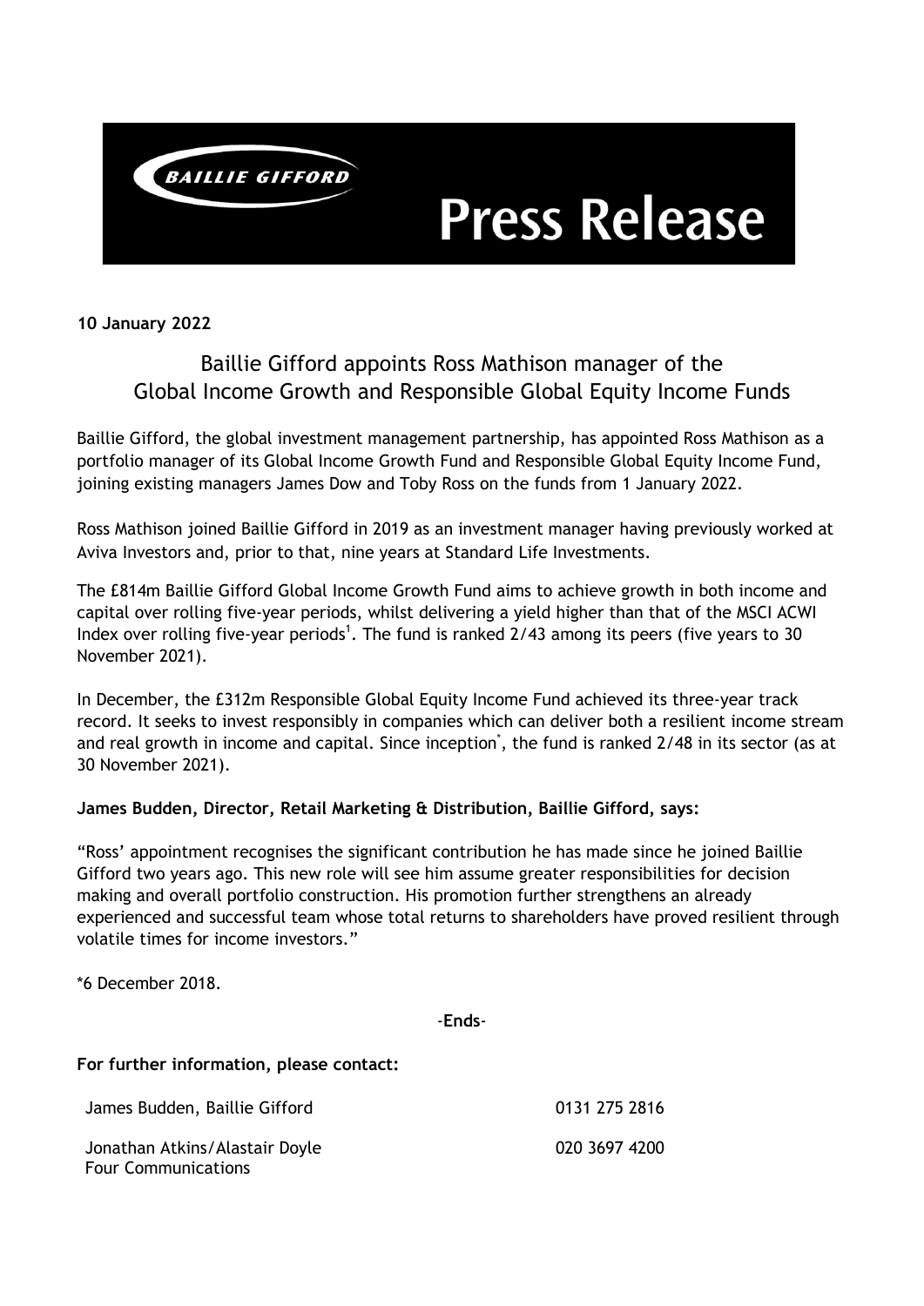# Press Release

BAILLIE GIFFORD

**10 January 2022**

## Baillie Gifford appoints Ross Mathison manager of the Global Income Growth and Responsible Global Equity Income Funds

Baillie Gifford, the global investment management partnership, has appointed Ross Mathison as a portfolio manager of its Global Income Growth Fund and Responsible Global Equity Income Fund, joining existing managers James Dow and Toby Ross on the funds from 1 January 2022.

Ross Mathison joined Baillie Gifford in 2019 as an investment manager having previously worked at Aviva Investors and, prior to that, nine years at Standard Life Investments.

The £814m Baillie Gifford Global Income Growth Fund aims to achieve growth in both income and capital over rolling five-year periods, whilst delivering a yield higher than that of the MSCI ACWI Index over rolling five-year periods[1]. The fund is ranked 2/43 among its peers (five years to 30 November 2021).

In December, the £312m Responsible Global Equity Income Fund achieved its three-year track record. It seeks to invest responsibly in companies which can deliver both a resilient income stream and real growth in income and capital. Since inception*, the fund is ranked 2/48 in its sector (as at 30 November 2021).

**James Budden, Director, Retail Marketing & Distribution, Baillie Gifford, says:**

"Ross' appointment recognises the significant contribution he has made since he joined Baillie Gifford two years ago. This new role will see him assume greater responsibilities for decision making and overall portfolio construction. His promotion further strengthens an already experienced and successful team whose total returns to shareholders have proved resilient through volatile times for income investors."

*6 December 2018.

-**Ends**-

**For further information, please contact:**

| | |
|---|---|
| James Budden, Baillie Gifford | 0131 275 2816 |
| Jonathan Atkins/Alastair Doyle<br>Four Communications | 020 3697 4200 |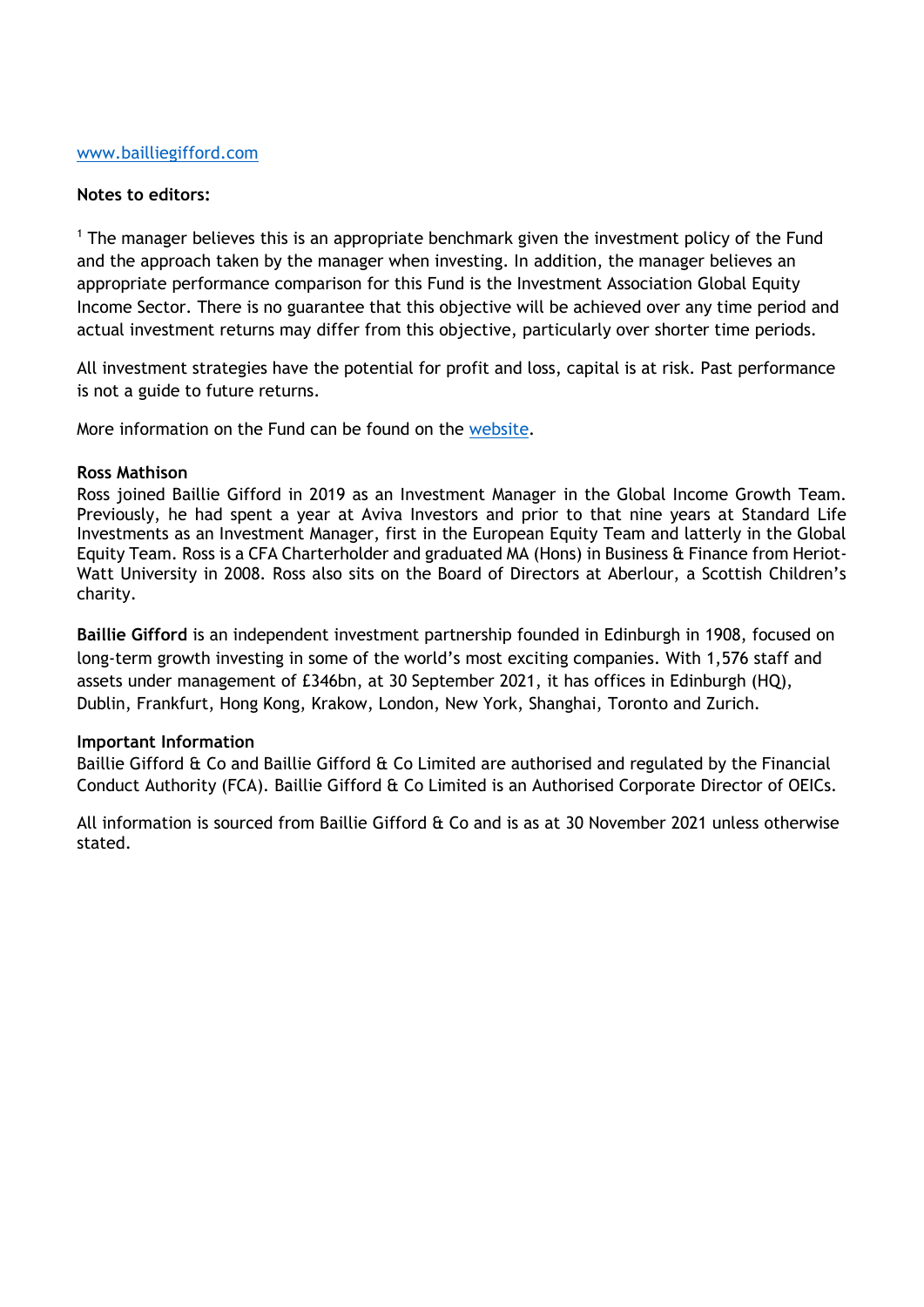www.bailliegifford.com

**Notes to editors:**

[1] The manager believes this is an appropriate benchmark given the investment policy of the Fund and the approach taken by the manager when investing. In addition, the manager believes an appropriate performance comparison for this Fund is the Investment Association Global Equity Income Sector. There is no guarantee that this objective will be achieved over any time period and actual investment returns may differ from this objective, particularly over shorter time periods.

All investment strategies have the potential for profit and loss, capital is at risk. Past performance is not a guide to future returns.

More information on the Fund can be found on the website.

**Ross Mathison**
Ross joined Baillie Gifford in 2019 as an Investment Manager in the Global Income Growth Team. Previously, he had spent a year at Aviva Investors and prior to that nine years at Standard Life Investments as an Investment Manager, first in the European Equity Team and latterly in the Global Equity Team. Ross is a CFA Charterholder and graduated MA (Hons) in Business & Finance from Heriot-Watt University in 2008. Ross also sits on the Board of Directors at Aberlour, a Scottish Children's charity.

**Baillie Gifford** is an independent investment partnership founded in Edinburgh in 1908, focused on long-term growth investing in some of the world's most exciting companies. With 1,576 staff and assets under management of £346bn, at 30 September 2021, it has offices in Edinburgh (HQ), Dublin, Frankfurt, Hong Kong, Krakow, London, New York, Shanghai, Toronto and Zurich.

**Important Information**
Baillie Gifford & Co and Baillie Gifford & Co Limited are authorised and regulated by the Financial Conduct Authority (FCA). Baillie Gifford & Co Limited is an Authorised Corporate Director of OEICs.

All information is sourced from Baillie Gifford & Co and is as at 30 November 2021 unless otherwise stated.